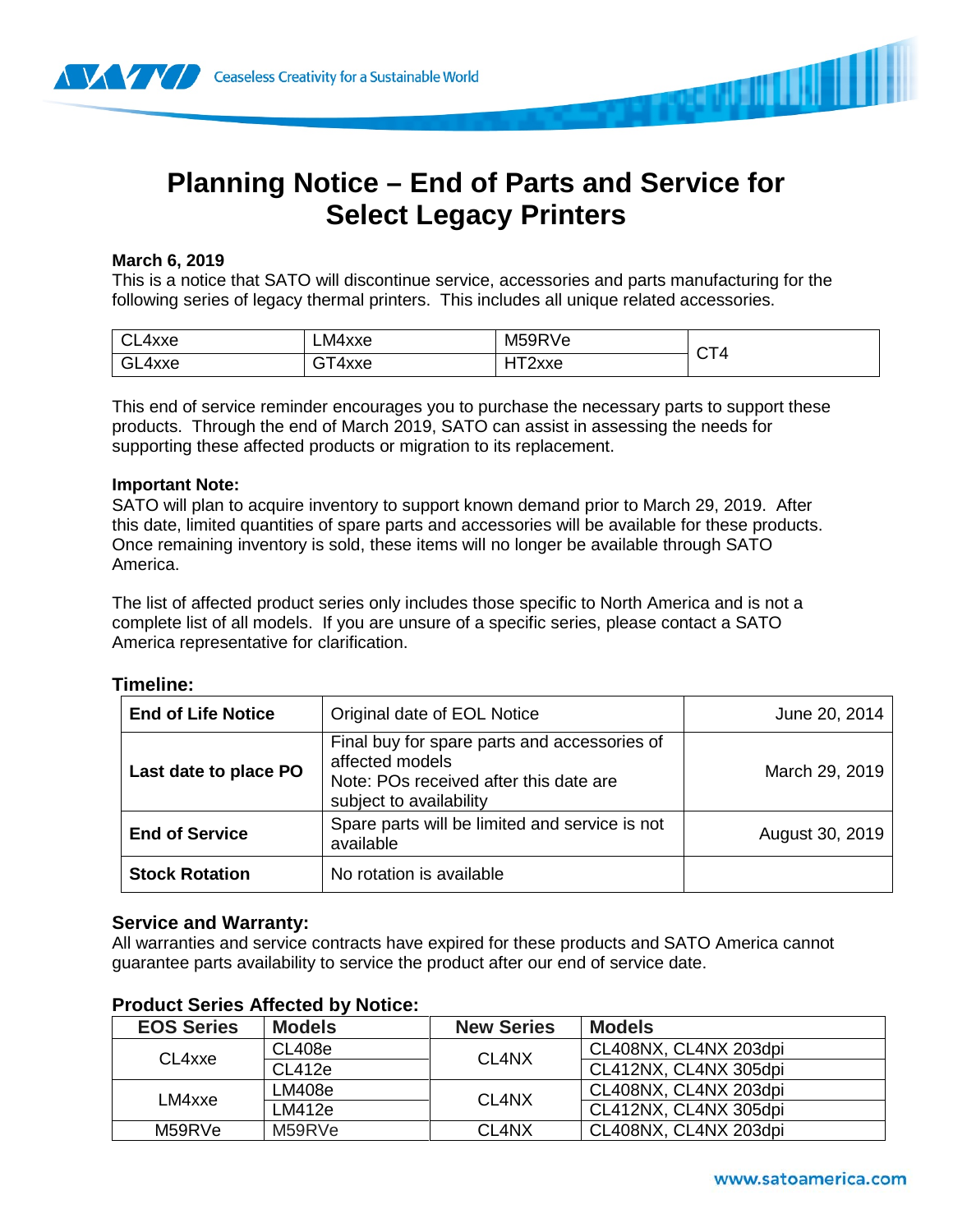# Planning Notice – End of Parts and Service for Select Legacy Printers

**March 6, 2019**

This is a notice that SATO will discontinue service, accessories and parts manufacturing for the following series of legacy thermal printers. This includes all unique related accessories.

| | | | |
|---|---|---|---|
| CL4xxe | LM4xxe | M59RVe | CT4 |
| GL4xxe | GT4xxe | HT2xxe | |

This end of service reminder encourages you to purchase the necessary parts to support these products. Through the end of March 2019, SATO can assist in assessing the needs for supporting these affected products or migration to its replacement.

**Important Note:**

SATO will plan to acquire inventory to support known demand prior to March 29, 2019. After this date, limited quantities of spare parts and accessories will be available for these products. Once remaining inventory is sold, these items will no longer be available through SATO America.

The list of affected product series only includes those specific to North America and is not a complete list of all models. If you are unsure of a specific series, please contact a SATO America representative for clarification.

## Timeline:

| | | |
|---|---|---|
| **End of Life Notice** | Original date of EOL Notice | June 20, 2014 |
| **Last date to place PO** | Final buy for spare parts and accessories of affected models<br>Note: POs received after this date are subject to availability | March 29, 2019 |
| **End of Service** | Spare parts will be limited and service is not available | August 30, 2019 |
| **Stock Rotation** | No rotation is available | |

## Service and Warranty:

All warranties and service contracts have expired for these products and SATO America cannot guarantee parts availability to service the product after our end of service date.

## Product Series Affected by Notice:

| EOS Series | Models | New Series | Models |
|---|---|---|---|
| CL4xxe | CL408e | CL4NX | CL408NX, CL4NX 203dpi |
| | CL412e | | CL412NX, CL4NX 305dpi |
| LM4xxe | LM408e | CL4NX | CL408NX, CL4NX 203dpi |
| | LM412e | | CL412NX, CL4NX 305dpi |
| M59RVe | M59RVe | CL4NX | CL408NX, CL4NX 203dpi |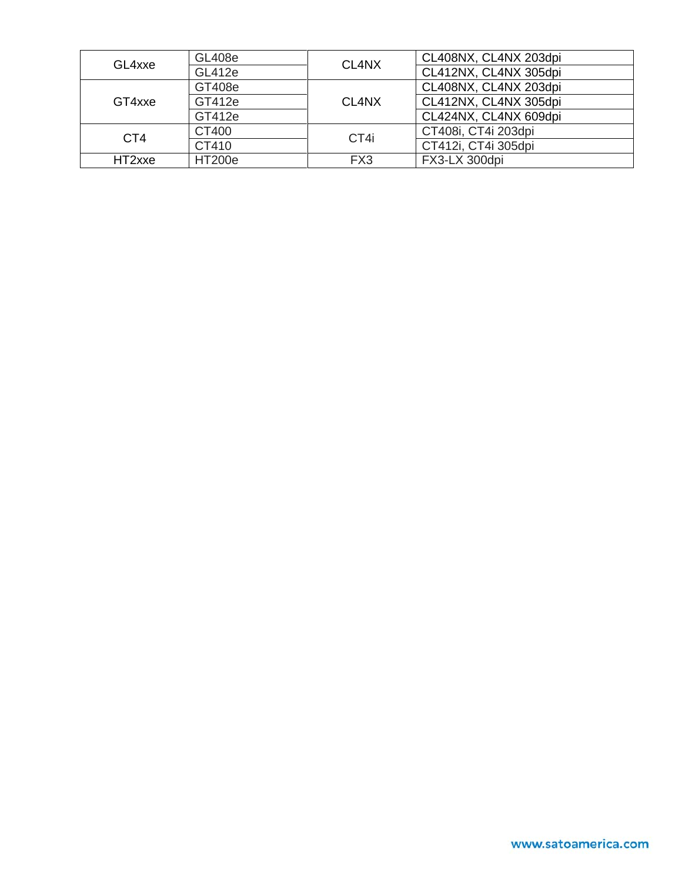| | | | |
|---|---|---|---|
| GL4xxe | GL408e | CL4NX | CL408NX, CL4NX 203dpi |
| | GL412e | | CL412NX, CL4NX 305dpi |
| GT4xxe | GT408e | CL4NX | CL408NX, CL4NX 203dpi |
| | GT412e | | CL412NX, CL4NX 305dpi |
| | GT412e | | CL424NX, CL4NX 609dpi |
| CT4 | CT400 | CT4i | CT408i, CT4i 203dpi |
| | CT410 | | CT412i, CT4i 305dpi |
| HT2xxe | HT200e | FX3 | FX3-LX 300dpi |

www.satoamerica.com